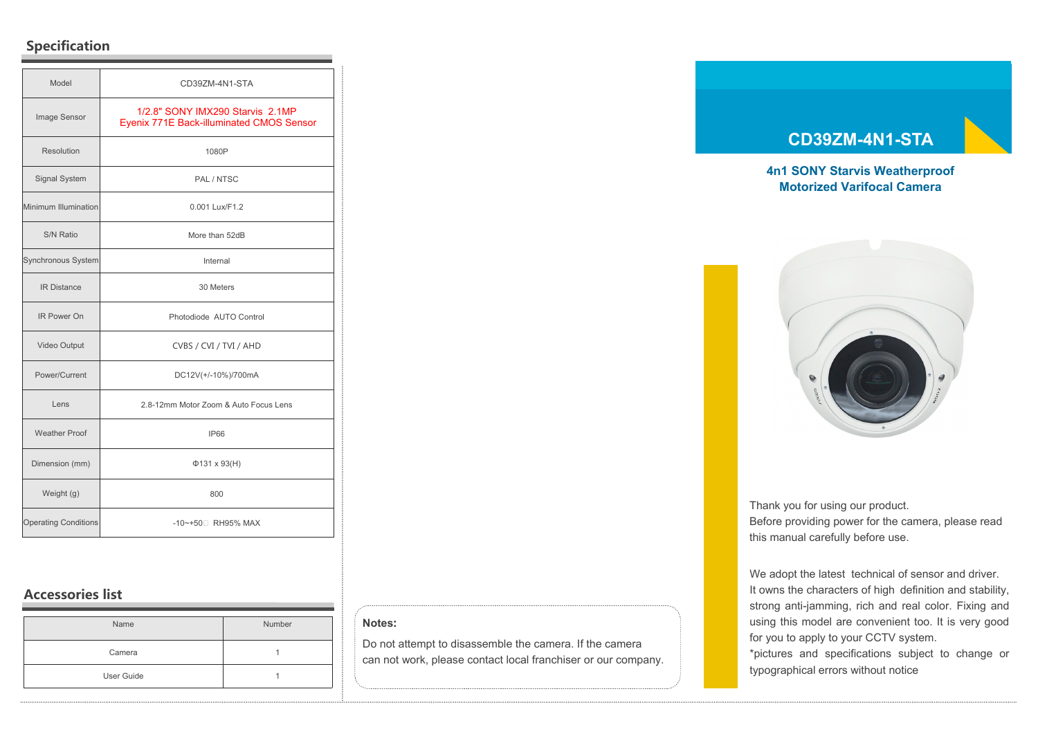## Specification

| Model | CD39ZM-4N1-STA |
|---|---|
| Image Sensor | 1/2.8" SONY IMX290 Starvis 2.1MP Eyenix 771E Back-illuminated CMOS Sensor |
| Resolution | 1080P |
| Signal System | PAL / NTSC |
| Minimum Illumination | 0.001 Lux/F1.2 |
| S/N Ratio | More than 52dB |
| Synchronous System | Internal |
| IR Distance | 30 Meters |
| IR Power On | Photodiode AUTO Control |
| Video Output | CVBS / CVI / TVI / AHD |
| Power/Current | DC12V(+/-10%)/700mA |
| Lens | 2.8-12mm Motor Zoom & Auto Focus Lens |
| Weather Proof | IP66 |
| Dimension (mm) | Φ131 x 93(H) |
| Weight (g) | 800 |
| Operating Conditions | -10~+50□ RH95% MAX |

## Accessories list

| Name | Number |
|---|---|
| Camera | 1 |
| User Guide | 1 |

**Notes:**

Do not attempt to disassemble the camera. If the camera can not work, please contact local franchiser or our company.

# CD39ZM-4N1-STA

**4n1 SONY Starvis Weatherproof Motorized Varifocal Camera**

Thank you for using our product.
Before providing power for the camera, please read this manual carefully before use.

We adopt the latest technical of sensor and driver. It owns the characters of high definition and stability, strong anti-jamming, rich and real color. Fixing and using this model are convenient too. It is very good for you to apply to your CCTV system.
*pictures and specifications subject to change or typographical errors without notice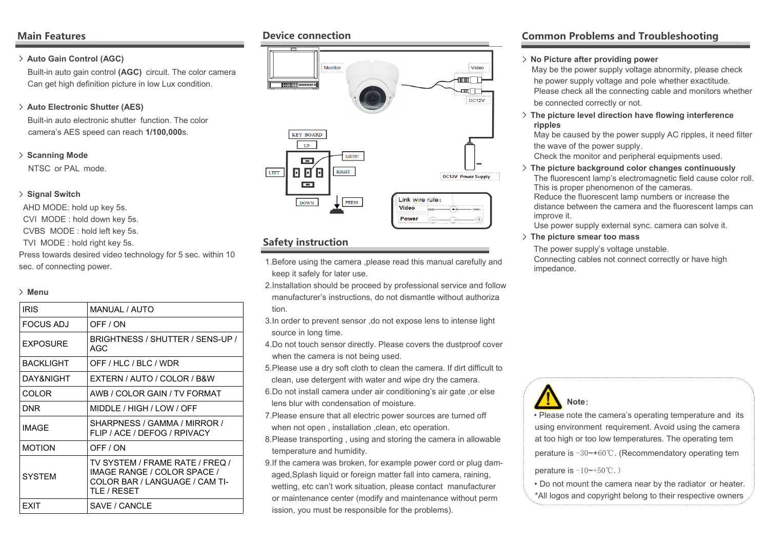## Main Features

### Auto Gain Control (AGC)

Built-in auto gain control **(AGC)** circuit. The color camera Can get high definition picture in low Lux condition.

### Auto Electronic Shutter (AES)

Built-in auto electronic shutter function. The color camera's AES speed can reach **1/100,000**s.

### Scanning Mode

NTSC or PAL mode.

### Signal Switch

AHD MODE: hold up key 5s.
CVI MODE : hold down key 5s.
CVBS MODE : hold left key 5s.
TVI MODE : hold right key 5s.
Press towards desired video technology for 5 sec. within 10 sec. of connecting power.

### Menu

| | |
|---|---|
| IRIS | MANUAL / AUTO |
| FOCUS ADJ | OFF / ON |
| EXPOSURE | BRIGHTNESS / SHUTTER / SENS-UP / AGC |
| BACKLIGHT | OFF / HLC / BLC / WDR |
| DAY&NIGHT | EXTERN / AUTO / COLOR / B&W |
| COLOR | AWB / COLOR GAIN / TV FORMAT |
| DNR | MIDDLE / HIGH / LOW / OFF |
| IMAGE | SHARPNESS / GAMMA / MIRROR / FLIP / ACE / DEFOG / RPIVACY |
| MOTION | OFF / ON |
| SYSTEM | TV SYSTEM / FRAME RATE / FREQ / IMAGE RANGE / COLOR SPACE / COLOR BAR / LANGUAGE / CAM TI-TLE / RESET |
| EXIT | SAVE / CANCLE |

## Device connection

Monitor
Video
DC12V
DC12V Power Supply
KEY BOARD
UP
MENU
LEFT
RIGHT
DOWN
PRESS
Link wire rule:
Video
Power

## Safety instruction

1.Before using the camera ,please read this manual carefully and keep it safely for later use.
2.Installation should be proceed by professional service and follow manufacturer's instructions, do not dismantle without authoriza tion.
3.In order to prevent sensor ,do not expose lens to intense light source in long time.
4.Do not touch sensor directly. Please covers the dustproof cover when the camera is not being used.
5.Please use a dry soft cloth to clean the camera. If dirt difficult to clean, use detergent with water and wipe dry the camera.
6.Do not install camera under air conditioning's air gate ,or else lens blur with condensation of moisture.
7.Please ensure that all electric power sources are turned off when not open , installation ,clean, etc operation.
8.Please transporting , using and storing the camera in allowable temperature and humidity.
9.If the camera was broken, for example power cord or plug dam-aged,Splash liquid or foreign matter fall into camera, raining, wetting, etc can't work situation, please contact manufacturer or maintenance center (modify and maintenance without perm ission, you must be responsible for the problems).

## Common Problems and Troubleshooting

### No Picture after providing power

May be the power supply voltage abnormity, please check he power supply voltage and pole whether exactitude.
Please check all the connecting cable and monitors whether be connected correctly or not.

### The picture level direction have flowing interference ripples

May be caused by the power supply AC ripples, it need filter the wave of the power supply.
Check the monitor and peripheral equipments used.

### The picture background color changes continuously

The fluorescent lamp's electromagnetic field cause color roll. This is proper phenomenon of the cameras.
Reduce the fluorescent lamp numbers or increase the distance between the camera and the fluorescent lamps can improve it.
Use power supply external sync. camera can solve it.

### The picture smear too mass

The power supply's voltage unstable.
Connecting cables not connect correctly or have high impedance.

**Note:**

- Please note the camera's operating temperature and its using environment requirement. Avoid using the camera at too high or too low temperatures. The operating tem perature is -30~+60℃. (Recommendatory operating tem perature is -10~+50℃.)
- Do not mount the camera near by the radiator or heater.

*All logos and copyright belong to their respective owners